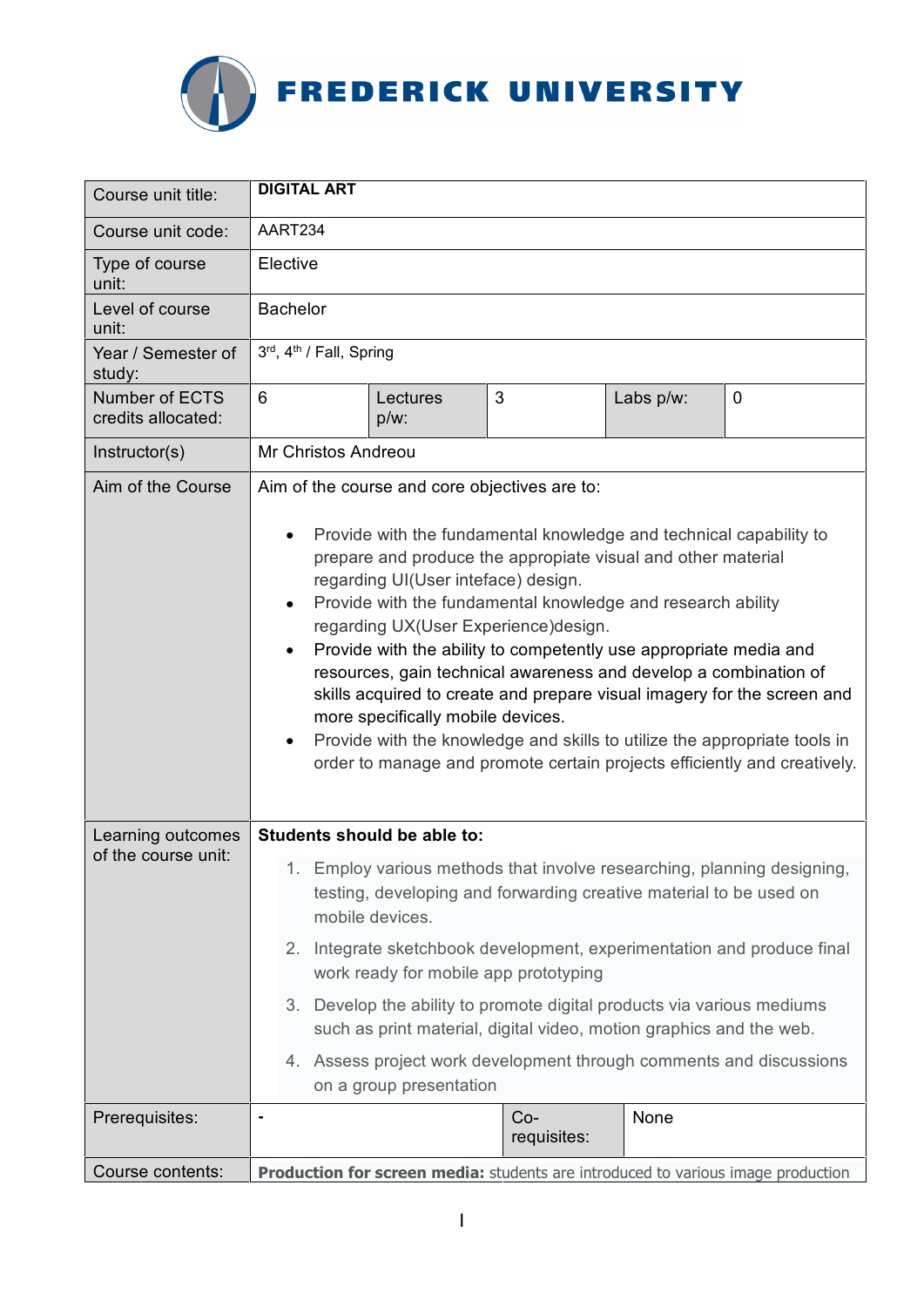# FREDERICK UNIVERSITY

| Course unit title: | **DIGITAL ART** | | | | |
|---|---|---|---|---|---|
| Course unit code: | AART234 | | | | |
| Type of course unit: | Elective | | | | |
| Level of course unit: | Bachelor | | | | |
| Year / Semester of study: | 3rd, 4th / Fall, Spring | | | | |
| Number of ECTS credits allocated: | 6 | Lectures p/w: | 3 | Labs p/w: | 0 |
| Instructor(s) | Mr Christos Andreou | | | | |
| Aim of the Course | Aim of the course and core objectives are to:<br><br>• Provide with the fundamental knowledge and technical capability to prepare and produce the appropiate visual and other material regarding UI(User inteface) design.<br>• Provide with the fundamental knowledge and research ability regarding UX(User Experience)design.<br>• Provide with the ability to competently use appropriate media and resources, gain technical awareness and develop a combination of skills acquired to create and prepare visual imagery for the screen and more specifically mobile devices.<br>• Provide with the knowledge and skills to utilize the appropriate tools in order to manage and promote certain projects efficiently and creatively. | | | | |
| Learning outcomes of the course unit: | **Students should be able to:**<br>1. Employ various methods that involve researching, planning designing, testing, developing and forwarding creative material to be used on mobile devices.<br>2. Integrate sketchbook development, experimentation and produce final work ready for mobile app prototyping<br>3. Develop the ability to promote digital products via various mediums such as print material, digital video, motion graphics and the web.<br>4. Assess project work development through comments and discussions on a group presentation | | | | |
| Prerequisites: | - | Co-requisites: | None | | |
| Course contents: | **Production for screen media:** students are introduced to various image production | | | | |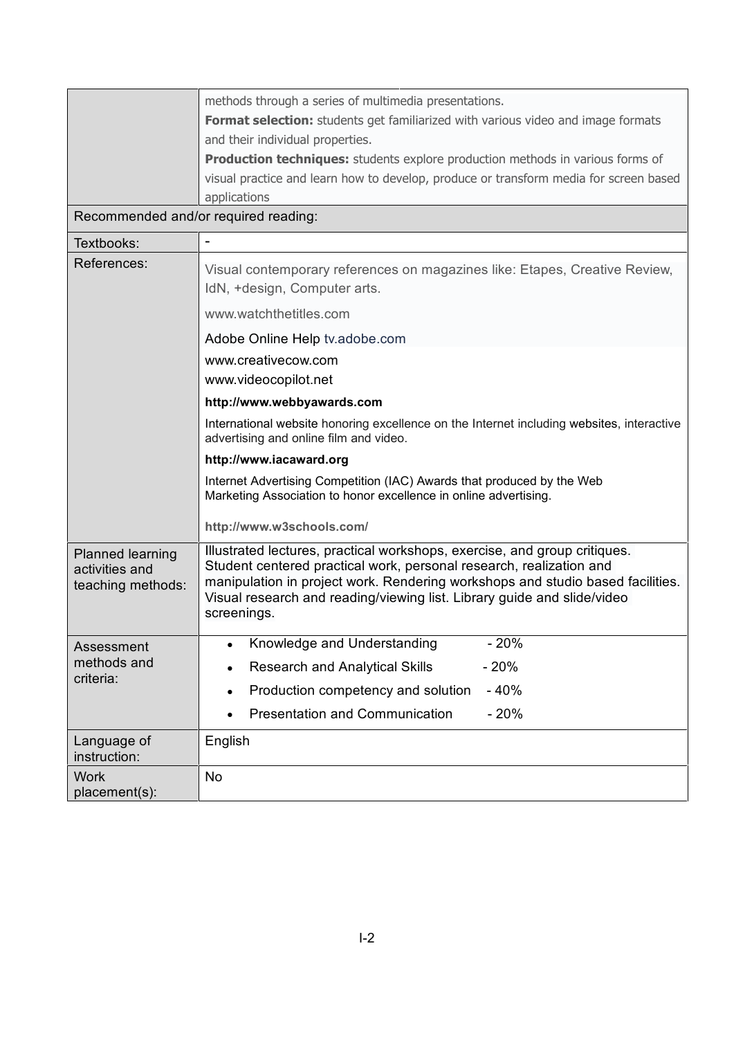| | |
|---|---|
| | methods through a series of multimedia presentations.<br>**Format selection:** students get familiarized with various video and image formats and their individual properties.<br>**Production techniques:** students explore production methods in various forms of visual practice and learn how to develop, produce or transform media for screen based applications |
| Recommended and/or required reading: | |
| Textbooks: | - |
| References: | Visual contemporary references on magazines like: Etapes, Creative Review, IdN, +design, Computer arts.<br>www.watchthetitles.com<br>Adobe Online Help tv.adobe.com<br>www.creativecow.com<br>www.videocopilot.net<br>**http://www.webbyawards.com**<br>International website honoring excellence on the Internet including websites, interactive advertising and online film and video.<br>**http://www.iacaward.org**<br>Internet Advertising Competition (IAC) Awards that produced by the Web Marketing Association to honor excellence in online advertising.<br>**http://www.w3schools.com/** |
| Planned learning activities and teaching methods: | Illustrated lectures, practical workshops, exercise, and group critiques. Student centered practical work, personal research, realization and manipulation in project work. Rendering workshops and studio based facilities. Visual research and reading/viewing list. Library guide and slide/video screenings. |
| Assessment methods and criteria: | • Knowledge and Understanding - 20%<br>• Research and Analytical Skills - 20%<br>• Production competency and solution - 40%<br>• Presentation and Communication - 20% |
| Language of instruction: | English |
| Work placement(s): | No |